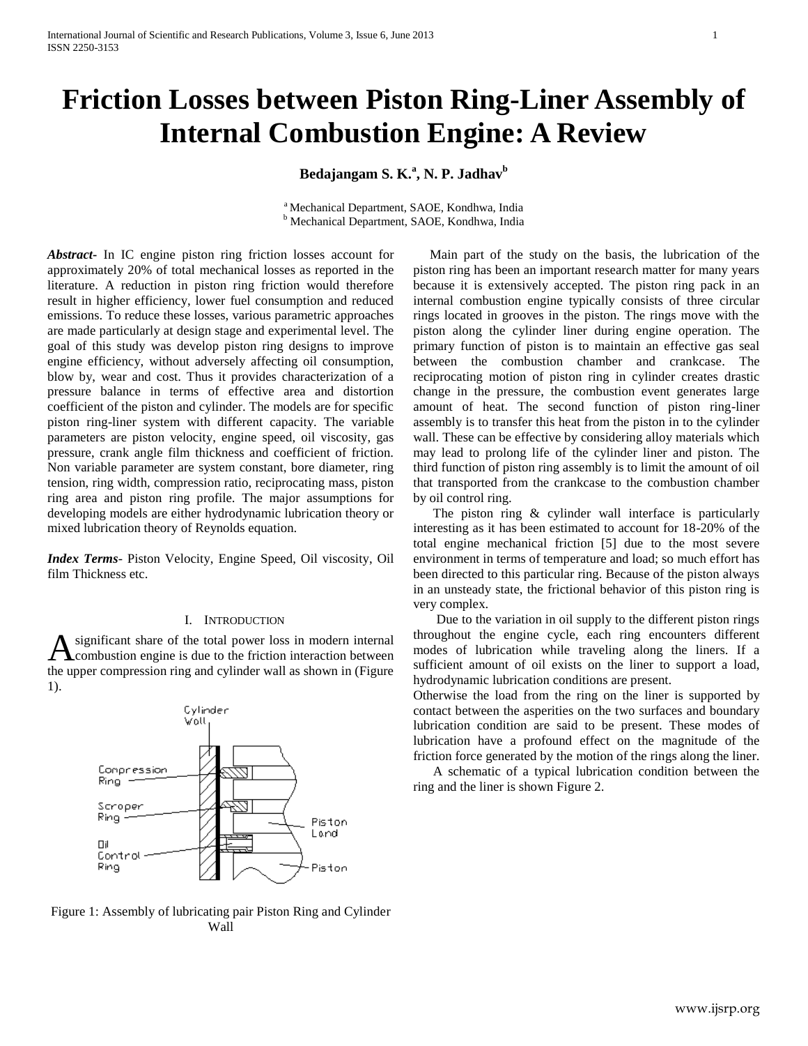# Friction Losses between Piston Ring-Liner Assembly of Internal Combustion Engine: A Review

**Bedajangam S. K.[a], N. P. Jadhav[b]**

[a] Mechanical Department, SAOE, Kondhwa, India
[b] Mechanical Department, SAOE, Kondhwa, India

***Abstract-*** In IC engine piston ring friction losses account for approximately 20% of total mechanical losses as reported in the literature. A reduction in piston ring friction would therefore result in higher efficiency, lower fuel consumption and reduced emissions. To reduce these losses, various parametric approaches are made particularly at design stage and experimental level. The goal of this study was develop piston ring designs to improve engine efficiency, without adversely affecting oil consumption, blow by, wear and cost. Thus it provides characterization of a pressure balance in terms of effective area and distortion coefficient of the piston and cylinder. The models are for specific piston ring-liner system with different capacity. The variable parameters are piston velocity, engine speed, oil viscosity, gas pressure, crank angle film thickness and coefficient of friction. Non variable parameter are system constant, bore diameter, ring tension, ring width, compression ratio, reciprocating mass, piston ring area and piston ring profile. The major assumptions for developing models are either hydrodynamic lubrication theory or mixed lubrication theory of Reynolds equation.

***Index Terms*-** Piston Velocity, Engine Speed, Oil viscosity, Oil film Thickness etc.

## I. Introduction

A significant share of the total power loss in modern internal combustion engine is due to the friction interaction between the upper compression ring and cylinder wall as shown in (Figure 1).

Figure 1: Assembly of lubricating pair Piston Ring and Cylinder Wall

Main part of the study on the basis, the lubrication of the piston ring has been an important research matter for many years because it is extensively accepted. The piston ring pack in an internal combustion engine typically consists of three circular rings located in grooves in the piston. The rings move with the piston along the cylinder liner during engine operation. The primary function of piston is to maintain an effective gas seal between the combustion chamber and crankcase. The reciprocating motion of piston ring in cylinder creates drastic change in the pressure, the combustion event generates large amount of heat. The second function of piston ring-liner assembly is to transfer this heat from the piston in to the cylinder wall. These can be effective by considering alloy materials which may lead to prolong life of the cylinder liner and piston. The third function of piston ring assembly is to limit the amount of oil that transported from the crankcase to the combustion chamber by oil control ring.

The piston ring & cylinder wall interface is particularly interesting as it has been estimated to account for 18-20% of the total engine mechanical friction [5] due to the most severe environment in terms of temperature and load; so much effort has been directed to this particular ring. Because of the piston always in an unsteady state, the frictional behavior of this piston ring is very complex.

Due to the variation in oil supply to the different piston rings throughout the engine cycle, each ring encounters different modes of lubrication while traveling along the liners. If a sufficient amount of oil exists on the liner to support a load, hydrodynamic lubrication conditions are present.
Otherwise the load from the ring on the liner is supported by contact between the asperities on the two surfaces and boundary lubrication condition are said to be present. These modes of lubrication have a profound effect on the magnitude of the friction force generated by the motion of the rings along the liner.

A schematic of a typical lubrication condition between the ring and the liner is shown Figure 2.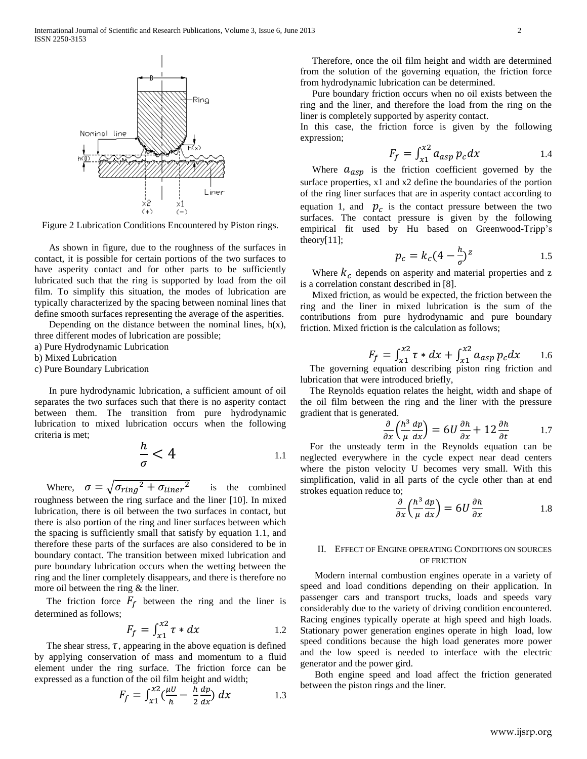Figure 2 Lubrication Conditions Encountered by Piston rings.

As shown in figure, due to the roughness of the surfaces in contact, it is possible for certain portions of the two surfaces to have asperity contact and for other parts to be sufficiently lubricated such that the ring is supported by load from the oil film. To simplify this situation, the modes of lubrication are typically characterized by the spacing between nominal lines that define smooth surfaces representing the average of the asperities.

Depending on the distance between the nominal lines, h(x), three different modes of lubrication are possible;

a) Pure Hydrodynamic Lubrication
b) Mixed Lubrication
c) Pure Boundary Lubrication

In pure hydrodynamic lubrication, a sufficient amount of oil separates the two surfaces such that there is no asperity contact between them. The transition from pure hydrodynamic lubrication to mixed lubrication occurs when the following criteria is met;

$$\frac{h}{\sigma} < 4 \qquad 1.1$$

Where, $\sigma = \sqrt{\sigma_{ring}^2 + \sigma_{liner}^2}$ is the combined roughness between the ring surface and the liner [10]. In mixed lubrication, there is oil between the two surfaces in contact, but there is also portion of the ring and liner surfaces between which the spacing is sufficiently small that satisfy by equation 1.1, and therefore these parts of the surfaces are also considered to be in boundary contact. The transition between mixed lubrication and pure boundary lubrication occurs when the wetting between the ring and the liner completely disappears, and there is therefore no more oil between the ring & the liner.

The friction force $F_f$ between the ring and the liner is determined as follows;

$$F_f = \int_{x1}^{x2} \tau * dx \qquad 1.2$$

The shear stress, $\tau$, appearing in the above equation is defined by applying conservation of mass and momentum to a fluid element under the ring surface. The friction force can be expressed as a function of the oil film height and width;

$$F_f = \int_{x1}^{x2} \left(\frac{\mu U}{h} - \frac{h}{2}\frac{dp}{dx}\right) dx \qquad 1.3$$

Therefore, once the oil film height and width are determined from the solution of the governing equation, the friction force from hydrodynamic lubrication can be determined.

Pure boundary friction occurs when no oil exists between the ring and the liner, and therefore the load from the ring on the liner is completely supported by asperity contact.

In this case, the friction force is given by the following expression;

$$F_f = \int_{x1}^{x2} a_{asp}\, p_c dx \qquad 1.4$$

Where $a_{asp}$ is the friction coefficient governed by the surface properties, x1 and x2 define the boundaries of the portion of the ring liner surfaces that are in asperity contact according to equation 1, and $p_c$ is the contact pressure between the two surfaces. The contact pressure is given by the following empirical fit used by Hu based on Greenwood-Tripp's theory[11];

$$p_c = k_c\left(4 - \frac{h}{\sigma}\right)^z \qquad 1.5$$

Where $k_c$ depends on asperity and material properties and z is a correlation constant described in [8].

Mixed friction, as would be expected, the friction between the ring and the liner in mixed lubrication is the sum of the contributions from pure hydrodynamic and pure boundary friction. Mixed friction is the calculation as follows;

$$F_f = \int_{x1}^{x2} \tau * dx + \int_{x1}^{x2} a_{asp}\, p_c dx \qquad 1.6$$

The governing equation describing piston ring friction and lubrication that were introduced briefly,

The Reynolds equation relates the height, width and shape of the oil film between the ring and the liner with the pressure gradient that is generated.

$$\frac{\partial}{\partial x}\left(\frac{h^3}{\mu}\frac{dp}{dx}\right) = 6U\frac{\partial h}{\partial x} + 12\frac{\partial h}{\partial t} \qquad 1.7$$

For the unsteady term in the Reynolds equation can be neglected everywhere in the cycle expect near dead centers where the piston velocity U becomes very small. With this simplification, valid in all parts of the cycle other than at end strokes equation reduce to;

$$\frac{\partial}{\partial x}\left(\frac{h^3}{\mu}\frac{dp}{dx}\right) = 6U\frac{\partial h}{\partial x} \qquad 1.8$$

## II. Effect of Engine operating Conditions on sources of friction

Modern internal combustion engines operate in a variety of speed and load conditions depending on their application. In passenger cars and transport trucks, loads and speeds vary considerably due to the variety of driving condition encountered. Racing engines typically operate at high speed and high loads. Stationary power generation engines operate in high load, low speed conditions because the high load generates more power and the low speed is needed to interface with the electric generator and the power gird.

Both engine speed and load affect the friction generated between the piston rings and the liner.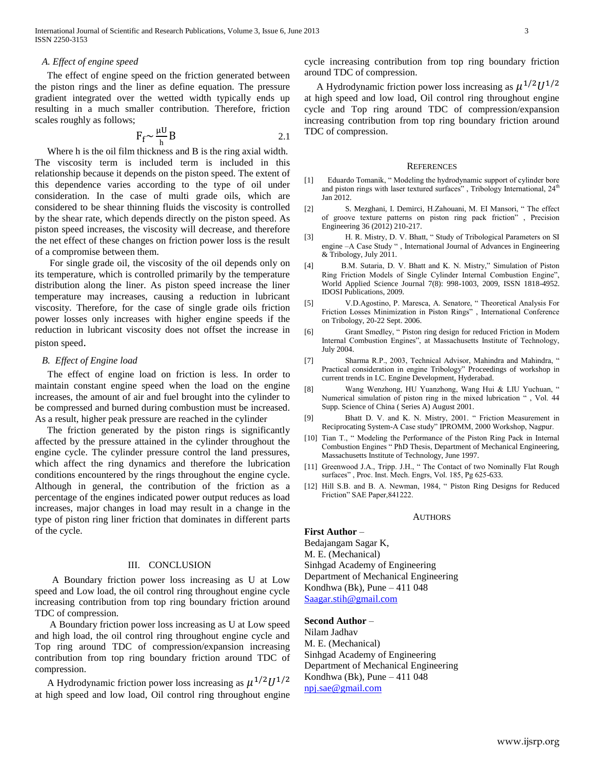### *A. Effect of engine speed*

The effect of engine speed on the friction generated between the piston rings and the liner as define equation. The pressure gradient integrated over the wetted width typically ends up resulting in a much smaller contribution. Therefore, friction scales roughly as follows;

$$F_f \sim \frac{\mu U}{h} B \qquad 2.1$$

Where h is the oil film thickness and B is the ring axial width. The viscosity term is included term is included in this relationship because it depends on the piston speed. The extent of this dependence varies according to the type of oil under consideration. In the case of multi grade oils, which are considered to be shear thinning fluids the viscosity is controlled by the shear rate, which depends directly on the piston speed. As piston speed increases, the viscosity will decrease, and therefore the net effect of these changes on friction power loss is the result of a compromise between them.

For single grade oil, the viscosity of the oil depends only on its temperature, which is controlled primarily by the temperature distribution along the liner. As piston speed increase the liner temperature may increases, causing a reduction in lubricant viscosity. Therefore, for the case of single grade oils friction power losses only increases with higher engine speeds if the reduction in lubricant viscosity does not offset the increase in piston speed.

### *B. Effect of Engine load*

The effect of engine load on friction is less. In order to maintain constant engine speed when the load on the engine increases, the amount of air and fuel brought into the cylinder to be compressed and burned during combustion must be increased. As a result, higher peak pressure are reached in the cylinder

The friction generated by the piston rings is significantly affected by the pressure attained in the cylinder throughout the engine cycle. The cylinder pressure control the land pressures, which affect the ring dynamics and therefore the lubrication conditions encountered by the rings throughout the engine cycle. Although in general, the contribution of the friction as a percentage of the engines indicated power output reduces as load increases, major changes in load may result in a change in the type of piston ring liner friction that dominates in different parts of the cycle.

## III. CONCLUSION

A Boundary friction power loss increasing as U at Low speed and Low load, the oil control ring throughout engine cycle increasing contribution from top ring boundary friction around TDC of compression.

A Boundary friction power loss increasing as U at Low speed and high load, the oil control ring throughout engine cycle and Top ring around TDC of compression/expansion increasing contribution from top ring boundary friction around TDC of compression.

A Hydrodynamic friction power loss increasing as $\mu^{1/2}U^{1/2}$ at high speed and low load, Oil control ring throughout engine cycle increasing contribution from top ring boundary friction around TDC of compression.

A Hydrodynamic friction power loss increasing as $\mu^{1/2}U^{1/2}$ at high speed and low load, Oil control ring throughout engine cycle and Top ring around TDC of compression/expansion increasing contribution from top ring boundary friction around TDC of compression.

## REFERENCES

[1] Eduardo Tomanik, " Modeling the hydrodynamic support of cylinder bore and piston rings with laser textured surfaces" , Tribology International, 24th Jan 2012.

[2] S. Mezghani, I. Demirci, H.Zahouani, M. EI Mansori, " The effect of groove texture patterns on piston ring pack friction" , Precision Engineering 36 (2012) 210-217.

[3] H. R. Mistry, D. V. Bhatt, " Study of Tribological Parameters on SI engine –A Case Study " , International Journal of Advances in Engineering & Tribology, July 2011.

[4] B.M. Sutaria, D. V. Bhatt and K. N. Mistry," Simulation of Piston Ring Friction Models of Single Cylinder Internal Combustion Engine", World Applied Science Journal 7(8): 998-1003, 2009, ISSN 1818-4952. IDOSI Publications, 2009.

[5] V.D.Agostino, P. Maresca, A. Senatore, " Theoretical Analysis For Friction Losses Minimization in Piston Rings" , International Conference on Tribology, 20-22 Sept. 2006.

[6] Grant Smedley, " Piston ring design for reduced Friction in Modern Internal Combustion Engines", at Massachusetts Institute of Technology, July 2004.

[7] Sharma R.P., 2003, Technical Advisor, Mahindra and Mahindra, " Practical consideration in engine Tribology" Proceedings of workshop in current trends in I.C. Engine Development, Hyderabad.

[8] Wang Wenzhong, HU Yuanzhong, Wang Hui & LIU Yuchuan, " Numerical simulation of piston ring in the mixed lubrication " , Vol. 44 Supp. Science of China ( Series A) August 2001.

[9] Bhatt D. V. and K. N. Mistry, 2001. " Friction Measurement in Reciprocating System-A Case study" IPROMM, 2000 Workshop, Nagpur.

[10] Tian T., " Modeling the Performance of the Piston Ring Pack in Internal Combustion Engines " PhD Thesis, Department of Mechanical Engineering, Massachusetts Institute of Technology, June 1997.

[11] Greenwood J.A., Tripp. J.H., " The Contact of two Nominally Flat Rough surfaces" , Proc. Inst. Mech. Engrs, Vol. 185, Pg 625-633.

[12] Hill S.B. and B. A. Newman, 1984, " Piston Ring Designs for Reduced Friction" SAE Paper,841222.

## AUTHORS

**First Author** –
Bedajangam Sagar K,
M. E. (Mechanical)
Sinhgad Academy of Engineering
Department of Mechanical Engineering
Kondhwa (Bk), Pune – 411 048
Saagar.stih@gmail.com

**Second Author** –
Nilam Jadhav
M. E. (Mechanical)
Sinhgad Academy of Engineering
Department of Mechanical Engineering
Kondhwa (Bk), Pune – 411 048
npj.sae@gmail.com